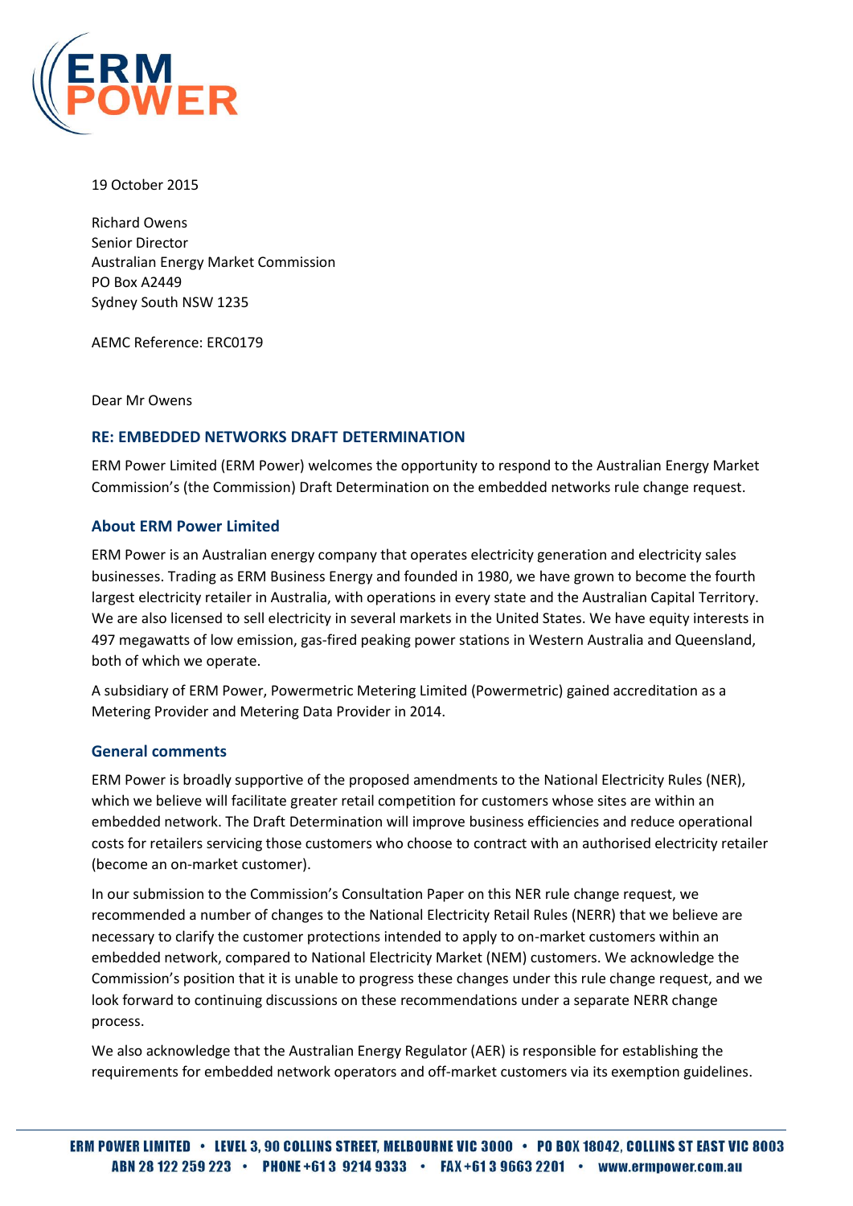19 October 2015

Richard Owens
Senior Director
Australian Energy Market Commission
PO Box A2449
Sydney South NSW 1235

AEMC Reference: ERC0179

Dear Mr Owens

## RE: EMBEDDED NETWORKS DRAFT DETERMINATION

ERM Power Limited (ERM Power) welcomes the opportunity to respond to the Australian Energy Market Commission's (the Commission) Draft Determination on the embedded networks rule change request.

## About ERM Power Limited

ERM Power is an Australian energy company that operates electricity generation and electricity sales businesses. Trading as ERM Business Energy and founded in 1980, we have grown to become the fourth largest electricity retailer in Australia, with operations in every state and the Australian Capital Territory. We are also licensed to sell electricity in several markets in the United States. We have equity interests in 497 megawatts of low emission, gas-fired peaking power stations in Western Australia and Queensland, both of which we operate.

A subsidiary of ERM Power, Powermetric Metering Limited (Powermetric) gained accreditation as a Metering Provider and Metering Data Provider in 2014.

## General comments

ERM Power is broadly supportive of the proposed amendments to the National Electricity Rules (NER), which we believe will facilitate greater retail competition for customers whose sites are within an embedded network. The Draft Determination will improve business efficiencies and reduce operational costs for retailers servicing those customers who choose to contract with an authorised electricity retailer (become an on-market customer).

In our submission to the Commission's Consultation Paper on this NER rule change request, we recommended a number of changes to the National Electricity Retail Rules (NERR) that we believe are necessary to clarify the customer protections intended to apply to on-market customers within an embedded network, compared to National Electricity Market (NEM) customers. We acknowledge the Commission's position that it is unable to progress these changes under this rule change request, and we look forward to continuing discussions on these recommendations under a separate NERR change process.

We also acknowledge that the Australian Energy Regulator (AER) is responsible for establishing the requirements for embedded network operators and off-market customers via its exemption guidelines.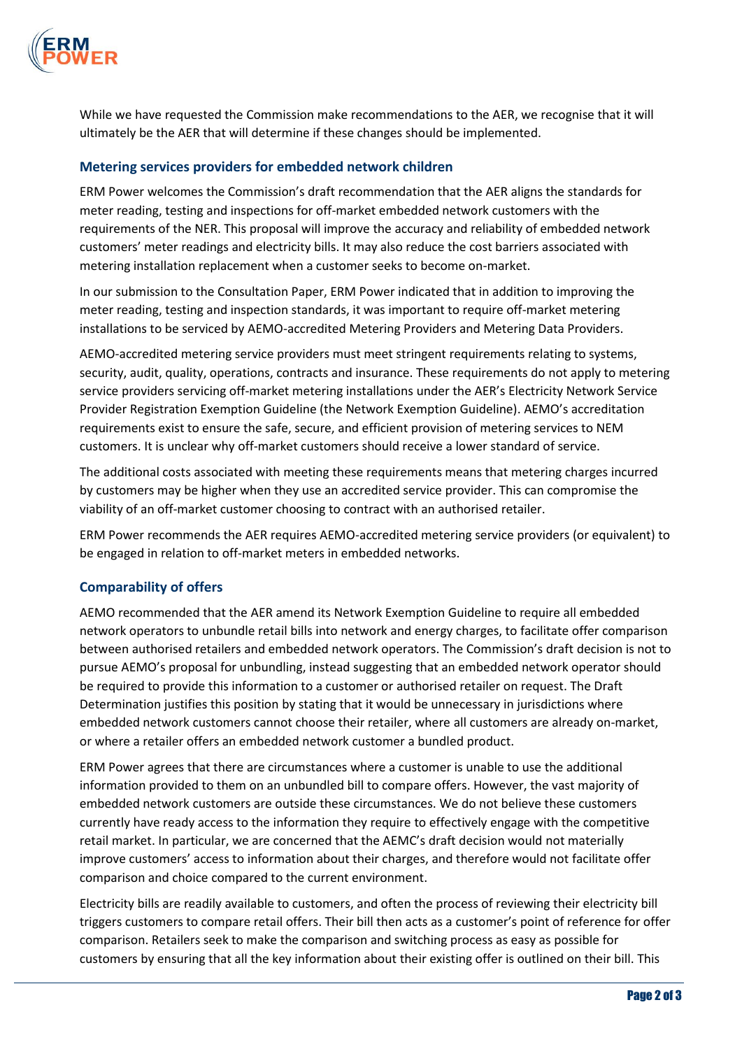While we have requested the Commission make recommendations to the AER, we recognise that it will ultimately be the AER that will determine if these changes should be implemented.

### Metering services providers for embedded network children

ERM Power welcomes the Commission's draft recommendation that the AER aligns the standards for meter reading, testing and inspections for off-market embedded network customers with the requirements of the NER. This proposal will improve the accuracy and reliability of embedded network customers' meter readings and electricity bills. It may also reduce the cost barriers associated with metering installation replacement when a customer seeks to become on-market.

In our submission to the Consultation Paper, ERM Power indicated that in addition to improving the meter reading, testing and inspection standards, it was important to require off-market metering installations to be serviced by AEMO-accredited Metering Providers and Metering Data Providers.

AEMO-accredited metering service providers must meet stringent requirements relating to systems, security, audit, quality, operations, contracts and insurance. These requirements do not apply to metering service providers servicing off-market metering installations under the AER's Electricity Network Service Provider Registration Exemption Guideline (the Network Exemption Guideline). AEMO's accreditation requirements exist to ensure the safe, secure, and efficient provision of metering services to NEM customers. It is unclear why off-market customers should receive a lower standard of service.

The additional costs associated with meeting these requirements means that metering charges incurred by customers may be higher when they use an accredited service provider. This can compromise the viability of an off-market customer choosing to contract with an authorised retailer.

ERM Power recommends the AER requires AEMO-accredited metering service providers (or equivalent) to be engaged in relation to off-market meters in embedded networks.

### Comparability of offers

AEMO recommended that the AER amend its Network Exemption Guideline to require all embedded network operators to unbundle retail bills into network and energy charges, to facilitate offer comparison between authorised retailers and embedded network operators. The Commission's draft decision is not to pursue AEMO's proposal for unbundling, instead suggesting that an embedded network operator should be required to provide this information to a customer or authorised retailer on request. The Draft Determination justifies this position by stating that it would be unnecessary in jurisdictions where embedded network customers cannot choose their retailer, where all customers are already on-market, or where a retailer offers an embedded network customer a bundled product.

ERM Power agrees that there are circumstances where a customer is unable to use the additional information provided to them on an unbundled bill to compare offers. However, the vast majority of embedded network customers are outside these circumstances. We do not believe these customers currently have ready access to the information they require to effectively engage with the competitive retail market. In particular, we are concerned that the AEMC's draft decision would not materially improve customers' access to information about their charges, and therefore would not facilitate offer comparison and choice compared to the current environment.

Electricity bills are readily available to customers, and often the process of reviewing their electricity bill triggers customers to compare retail offers. Their bill then acts as a customer's point of reference for offer comparison. Retailers seek to make the comparison and switching process as easy as possible for customers by ensuring that all the key information about their existing offer is outlined on their bill. This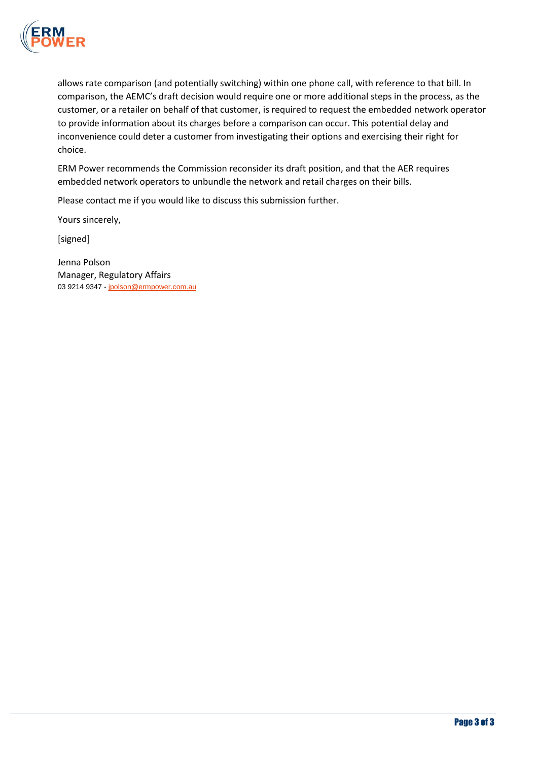allows rate comparison (and potentially switching) within one phone call, with reference to that bill. In comparison, the AEMC's draft decision would require one or more additional steps in the process, as the customer, or a retailer on behalf of that customer, is required to request the embedded network operator to provide information about its charges before a comparison can occur. This potential delay and inconvenience could deter a customer from investigating their options and exercising their right for choice.

ERM Power recommends the Commission reconsider its draft position, and that the AER requires embedded network operators to unbundle the network and retail charges on their bills.

Please contact me if you would like to discuss this submission further.

Yours sincerely,

[signed]

Jenna Polson
Manager, Regulatory Affairs
03 9214 9347 - jpolson@ermpower.com.au